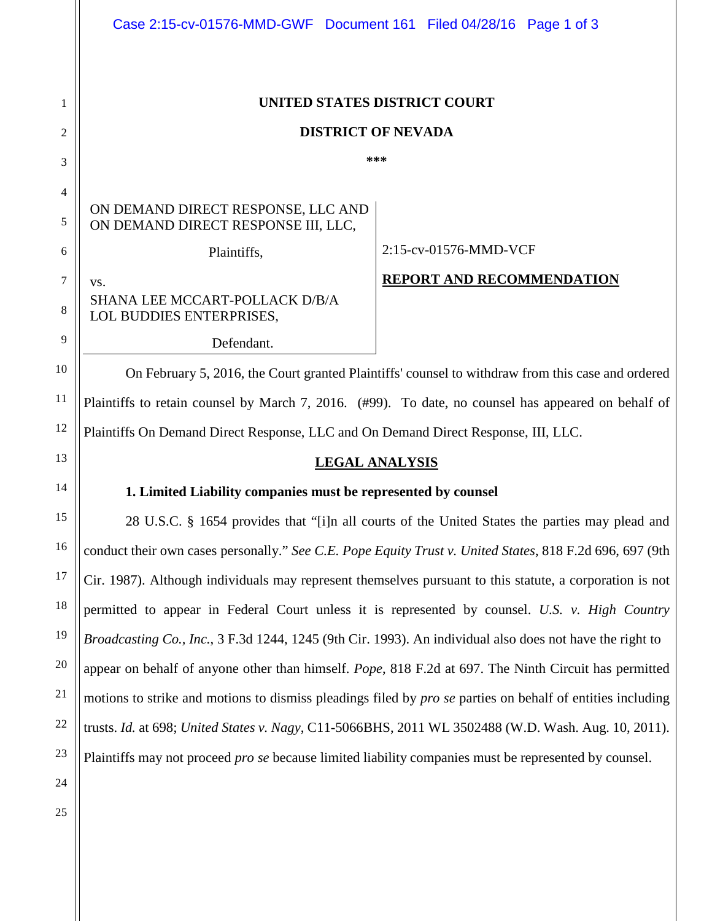**UNITED STATES DISTRICT COURT**

**DISTRICT OF NEVADA**

\*\*\*

ON DEMAND DIRECT RESPONSE, LLC AND ON DEMAND DIRECT RESPONSE III, LLC,

Plaintiffs,

vs.

SHANA LEE MCCART-POLLACK D/B/A LOL BUDDIES ENTERPRISES,

Defendant.

2:15-cv-01576-MMD-VCF

**REPORT AND RECOMMENDATION**

On February 5, 2016, the Court granted Plaintiffs' counsel to withdraw from this case and ordered Plaintiffs to retain counsel by March 7, 2016. (#99). To date, no counsel has appeared on behalf of Plaintiffs On Demand Direct Response, LLC and On Demand Direct Response, III, LLC.

**LEGAL ANALYSIS**

**1. Limited Liability companies must be represented by counsel**

28 U.S.C. § 1654 provides that "[i]n all courts of the United States the parties may plead and conduct their own cases personally." *See C.E. Pope Equity Trust v. United States*, 818 F.2d 696, 697 (9th Cir. 1987). Although individuals may represent themselves pursuant to this statute, a corporation is not permitted to appear in Federal Court unless it is represented by counsel. *U.S. v. High Country Broadcasting Co., Inc.*, 3 F.3d 1244, 1245 (9th Cir. 1993). An individual also does not have the right to appear on behalf of anyone other than himself. *Pope*, 818 F.2d at 697. The Ninth Circuit has permitted motions to strike and motions to dismiss pleadings filed by *pro se* parties on behalf of entities including trusts. *Id.* at 698; *United States v. Nagy*, C11-5066BHS, 2011 WL 3502488 (W.D. Wash. Aug. 10, 2011). Plaintiffs may not proceed *pro se* because limited liability companies must be represented by counsel.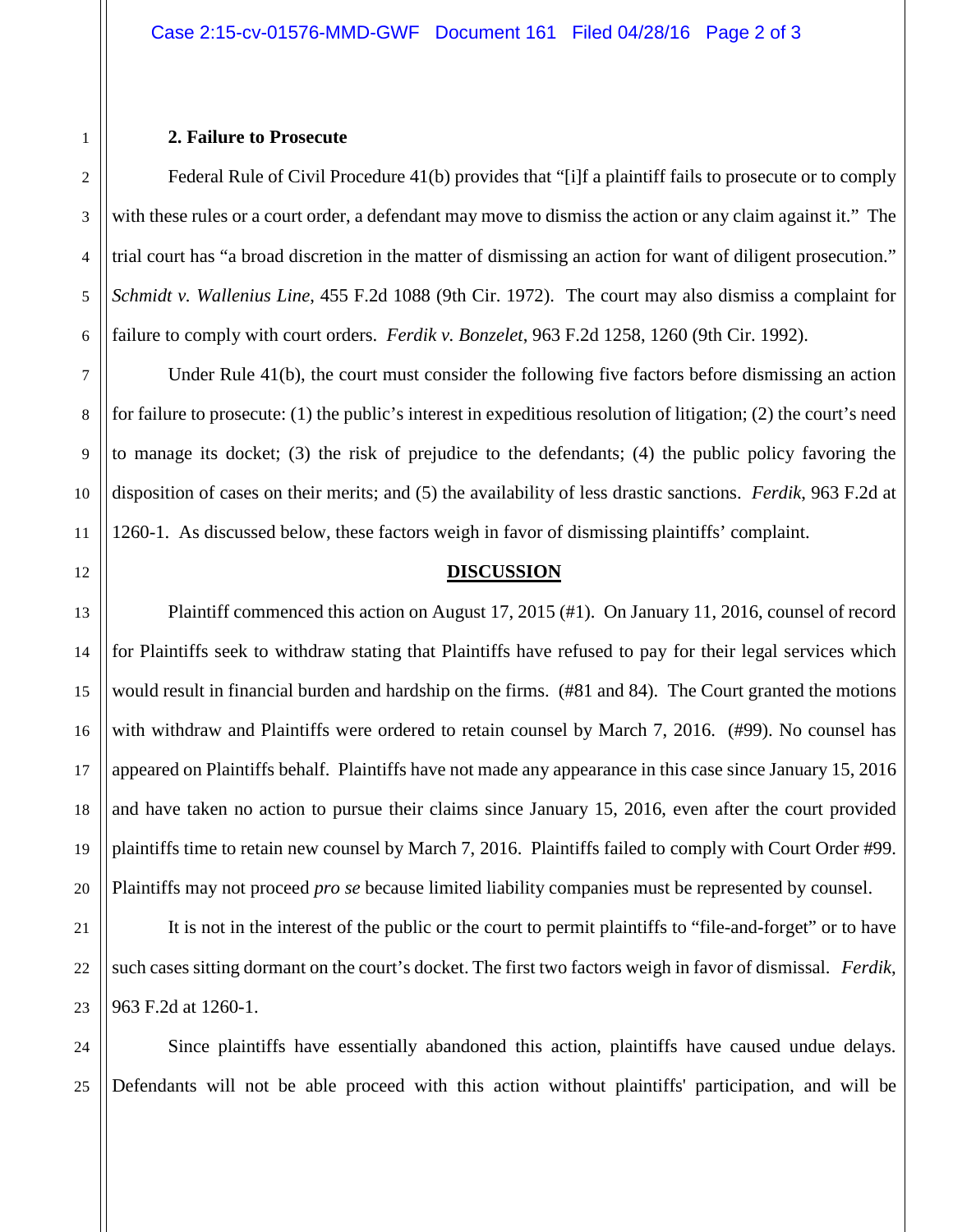**2. Failure to Prosecute**

Federal Rule of Civil Procedure 41(b) provides that "[i]f a plaintiff fails to prosecute or to comply with these rules or a court order, a defendant may move to dismiss the action or any claim against it." The trial court has "a broad discretion in the matter of dismissing an action for want of diligent prosecution." *Schmidt v. Wallenius Line*, 455 F.2d 1088 (9th Cir. 1972). The court may also dismiss a complaint for failure to comply with court orders. *Ferdik v. Bonzelet*, 963 F.2d 1258, 1260 (9th Cir. 1992).

Under Rule 41(b), the court must consider the following five factors before dismissing an action for failure to prosecute: (1) the public's interest in expeditious resolution of litigation; (2) the court's need to manage its docket; (3) the risk of prejudice to the defendants; (4) the public policy favoring the disposition of cases on their merits; and (5) the availability of less drastic sanctions. *Ferdik*, 963 F.2d at 1260-1. As discussed below, these factors weigh in favor of dismissing plaintiffs' complaint.

**DISCUSSION**

Plaintiff commenced this action on August 17, 2015 (#1). On January 11, 2016, counsel of record for Plaintiffs seek to withdraw stating that Plaintiffs have refused to pay for their legal services which would result in financial burden and hardship on the firms. (#81 and 84). The Court granted the motions with withdraw and Plaintiffs were ordered to retain counsel by March 7, 2016. (#99). No counsel has appeared on Plaintiffs behalf. Plaintiffs have not made any appearance in this case since January 15, 2016 and have taken no action to pursue their claims since January 15, 2016, even after the court provided plaintiffs time to retain new counsel by March 7, 2016. Plaintiffs failed to comply with Court Order #99. Plaintiffs may not proceed *pro se* because limited liability companies must be represented by counsel.

It is not in the interest of the public or the court to permit plaintiffs to "file-and-forget" or to have such cases sitting dormant on the court's docket. The first two factors weigh in favor of dismissal. *Ferdik*, 963 F.2d at 1260-1.

Since plaintiffs have essentially abandoned this action, plaintiffs have caused undue delays. Defendants will not be able proceed with this action without plaintiffs' participation, and will be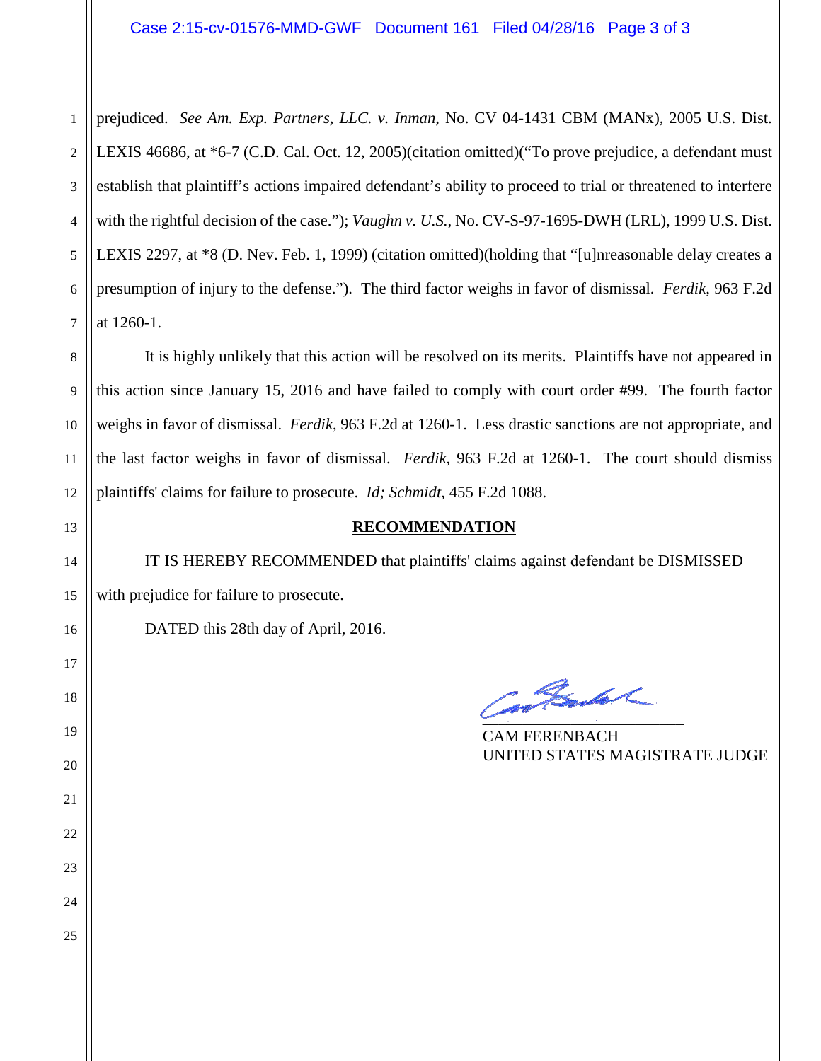prejudiced. *See Am. Exp. Partners, LLC. v. Inman*, No. CV 04-1431 CBM (MANx), 2005 U.S. Dist. LEXIS 46686, at *6-7 (C.D. Cal. Oct. 12, 2005)(citation omitted)("To prove prejudice, a defendant must establish that plaintiff's actions impaired defendant's ability to proceed to trial or threatened to interfere with the rightful decision of the case."); *Vaughn v. U.S.*, No. CV-S-97-1695-DWH (LRL), 1999 U.S. Dist. LEXIS 2297, at *8 (D. Nev. Feb. 1, 1999) (citation omitted)(holding that "[u]nreasonable delay creates a presumption of injury to the defense."). The third factor weighs in favor of dismissal. *Ferdik*, 963 F.2d at 1260-1.

It is highly unlikely that this action will be resolved on its merits. Plaintiffs have not appeared in this action since January 15, 2016 and have failed to comply with court order #99. The fourth factor weighs in favor of dismissal. *Ferdik*, 963 F.2d at 1260-1. Less drastic sanctions are not appropriate, and the last factor weighs in favor of dismissal. *Ferdik*, 963 F.2d at 1260-1. The court should dismiss plaintiffs' claims for failure to prosecute. *Id; Schmidt*, 455 F.2d 1088.

## RECOMMENDATION

IT IS HEREBY RECOMMENDED that plaintiffs' claims against defendant be DISMISSED with prejudice for failure to prosecute.

DATED this 28th day of April, 2016.

CAM FERENBACH
UNITED STATES MAGISTRATE JUDGE